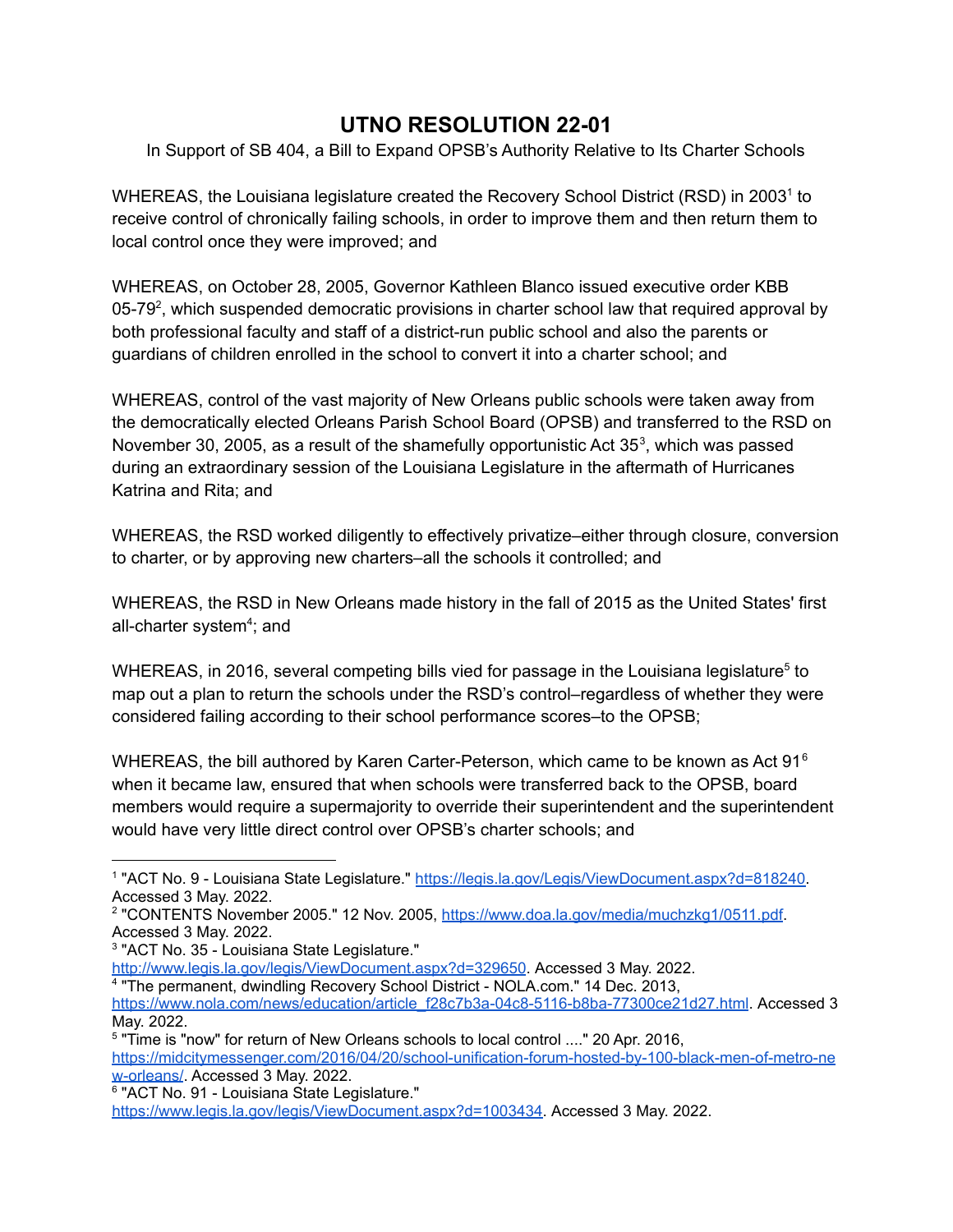# UTNO RESOLUTION 22-01

In Support of SB 404, a Bill to Expand OPSB's Authority Relative to Its Charter Schools

WHEREAS, the Louisiana legislature created the Recovery School District (RSD) in 2003[1] to receive control of chronically failing schools, in order to improve them and then return them to local control once they were improved; and

WHEREAS, on October 28, 2005, Governor Kathleen Blanco issued executive order KBB 05-79[2], which suspended democratic provisions in charter school law that required approval by both professional faculty and staff of a district-run public school and also the parents or guardians of children enrolled in the school to convert it into a charter school; and

WHEREAS, control of the vast majority of New Orleans public schools were taken away from the democratically elected Orleans Parish School Board (OPSB) and transferred to the RSD on November 30, 2005, as a result of the shamefully opportunistic Act 35[3], which was passed during an extraordinary session of the Louisiana Legislature in the aftermath of Hurricanes Katrina and Rita; and

WHEREAS, the RSD worked diligently to effectively privatize–either through closure, conversion to charter, or by approving new charters–all the schools it controlled; and

WHEREAS, the RSD in New Orleans made history in the fall of 2015 as the United States' first all-charter system[4]; and

WHEREAS, in 2016, several competing bills vied for passage in the Louisiana legislature[5] to map out a plan to return the schools under the RSD's control–regardless of whether they were considered failing according to their school performance scores–to the OPSB;

WHEREAS, the bill authored by Karen Carter-Peterson, which came to be known as Act 91[6] when it became law, ensured that when schools were transferred back to the OPSB, board members would require a supermajority to override their superintendent and the superintendent would have very little direct control over OPSB's charter schools; and

---

[1] "ACT No. 9 - Louisiana State Legislature." https://legis.la.gov/Legis/ViewDocument.aspx?d=818240. Accessed 3 May. 2022.

[2] "CONTENTS November 2005." 12 Nov. 2005, https://www.doa.la.gov/media/muchzkg1/0511.pdf. Accessed 3 May. 2022.

[3] "ACT No. 35 - Louisiana State Legislature." http://www.legis.la.gov/legis/ViewDocument.aspx?d=329650. Accessed 3 May. 2022.

[4] "The permanent, dwindling Recovery School District - NOLA.com." 14 Dec. 2013, https://www.nola.com/news/education/article_f28c7b3a-04c8-5116-b8ba-77300ce21d27.html. Accessed 3 May. 2022.

[5] "Time is "now" for return of New Orleans schools to local control ...." 20 Apr. 2016, https://midcitymessenger.com/2016/04/20/school-unification-forum-hosted-by-100-black-men-of-metro-new-orleans/. Accessed 3 May. 2022.

[6] "ACT No. 91 - Louisiana State Legislature." https://www.legis.la.gov/legis/ViewDocument.aspx?d=1003434. Accessed 3 May. 2022.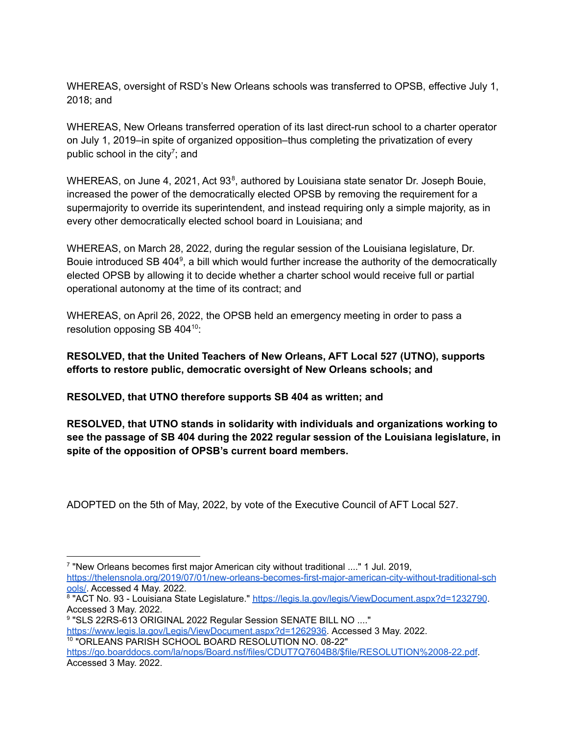WHEREAS, oversight of RSD's New Orleans schools was transferred to OPSB, effective July 1, 2018; and

WHEREAS, New Orleans transferred operation of its last direct-run school to a charter operator on July 1, 2019–in spite of organized opposition–thus completing the privatization of every public school in the city[7]; and

WHEREAS, on June 4, 2021, Act 93[8], authored by Louisiana state senator Dr. Joseph Bouie, increased the power of the democratically elected OPSB by removing the requirement for a supermajority to override its superintendent, and instead requiring only a simple majority, as in every other democratically elected school board in Louisiana; and

WHEREAS, on March 28, 2022, during the regular session of the Louisiana legislature, Dr. Bouie introduced SB 404[9], a bill which would further increase the authority of the democratically elected OPSB by allowing it to decide whether a charter school would receive full or partial operational autonomy at the time of its contract; and

WHEREAS, on April 26, 2022, the OPSB held an emergency meeting in order to pass a resolution opposing SB 404[10]:

**RESOLVED, that the United Teachers of New Orleans, AFT Local 527 (UTNO), supports efforts to restore public, democratic oversight of New Orleans schools; and**

**RESOLVED, that UTNO therefore supports SB 404 as written; and**

**RESOLVED, that UTNO stands in solidarity with individuals and organizations working to see the passage of SB 404 during the 2022 regular session of the Louisiana legislature, in spite of the opposition of OPSB's current board members.**

ADOPTED on the 5th of May, 2022, by vote of the Executive Council of AFT Local 527.

---

[7] "New Orleans becomes first major American city without traditional ...." 1 Jul. 2019, https://thelensnola.org/2019/07/01/new-orleans-becomes-first-major-american-city-without-traditional-schools/. Accessed 4 May. 2022.

[8] "ACT No. 93 - Louisiana State Legislature." https://legis.la.gov/legis/ViewDocument.aspx?d=1232790. Accessed 3 May. 2022.

[9] "SLS 22RS-613 ORIGINAL 2022 Regular Session SENATE BILL NO ...." https://www.legis.la.gov/Legis/ViewDocument.aspx?d=1262936. Accessed 3 May. 2022.

[10] "ORLEANS PARISH SCHOOL BOARD RESOLUTION NO. 08-22" https://go.boarddocs.com/la/nops/Board.nsf/files/CDUT7Q7604B8/$file/RESOLUTION%2008-22.pdf. Accessed 3 May. 2022.